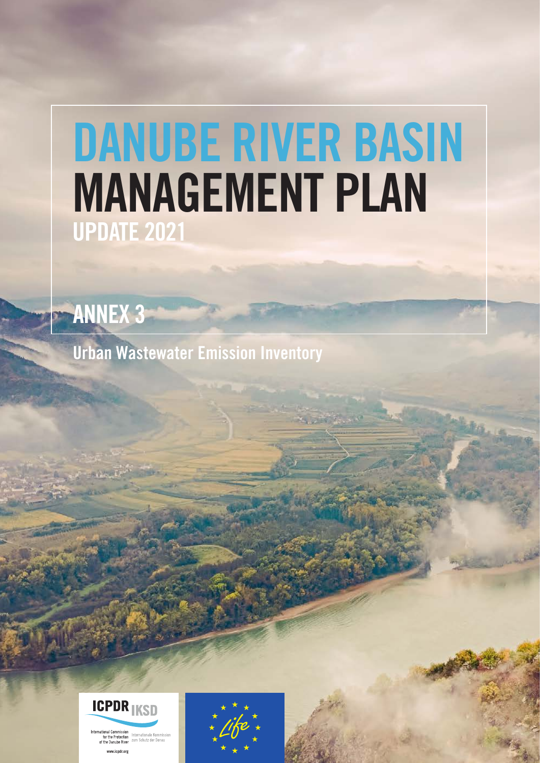# DANUBE RIVER BASIN MANAGEMENT PLAN

## UPDATE 2021

## ANNEX 3

Urban Wastewater Emission Inventory

ICPDR IKSD

International Commission for the Protection of the Danube River

Internationale Kommission zum Schutz der Donau

www.icpdr.org

Life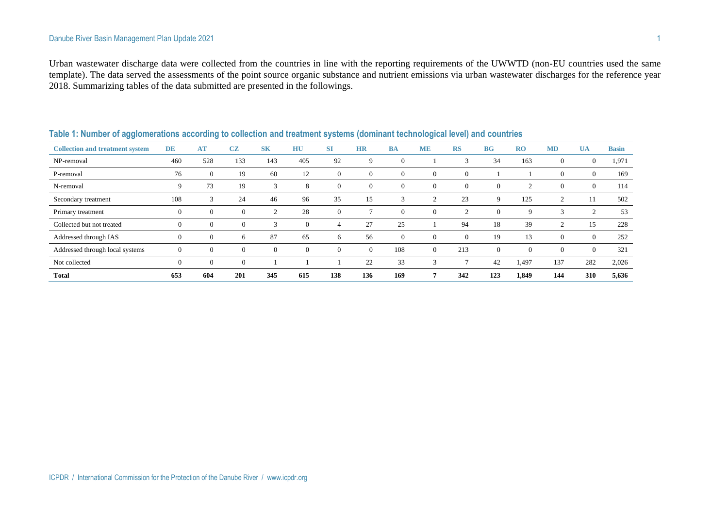Urban wastewater discharge data were collected from the countries in line with the reporting requirements of the UWWTD (non-EU countries used the same template). The data served the assessments of the point source organic substance and nutrient emissions via urban wastewater discharges for the reference year 2018. Summarizing tables of the data submitted are presented in the followings.

**Table 1: Number of agglomerations according to collection and treatment systems (dominant technological level) and countries**

| Collection and treatment system | DE | AT | CZ | SK | HU | SI | HR | BA | ME | RS | BG | RO | MD | UA | Basin |
|---|---|---|---|---|---|---|---|---|---|---|---|---|---|---|---|
| NP-removal | 460 | 528 | 133 | 143 | 405 | 92 | 9 | 0 | 1 | 3 | 34 | 163 | 0 | 0 | 1,971 |
| P-removal | 76 | 0 | 19 | 60 | 12 | 0 | 0 | 0 | 0 | 0 | 1 | 1 | 0 | 0 | 169 |
| N-removal | 9 | 73 | 19 | 3 | 8 | 0 | 0 | 0 | 0 | 0 | 0 | 2 | 0 | 0 | 114 |
| Secondary treatment | 108 | 3 | 24 | 46 | 96 | 35 | 15 | 3 | 2 | 23 | 9 | 125 | 2 | 11 | 502 |
| Primary treatment | 0 | 0 | 0 | 2 | 28 | 0 | 7 | 0 | 0 | 2 | 0 | 9 | 3 | 2 | 53 |
| Collected but not treated | 0 | 0 | 0 | 3 | 0 | 4 | 27 | 25 | 1 | 94 | 18 | 39 | 2 | 15 | 228 |
| Addressed through IAS | 0 | 0 | 6 | 87 | 65 | 6 | 56 | 0 | 0 | 0 | 19 | 13 | 0 | 0 | 252 |
| Addressed through local systems | 0 | 0 | 0 | 0 | 0 | 0 | 0 | 108 | 0 | 213 | 0 | 0 | 0 | 0 | 321 |
| Not collected | 0 | 0 | 0 | 1 | 1 | 1 | 22 | 33 | 3 | 7 | 42 | 1,497 | 137 | 282 | 2,026 |
| **Total** | **653** | **604** | **201** | **345** | **615** | **138** | **136** | **169** | **7** | **342** | **123** | **1,849** | **144** | **310** | **5,636** |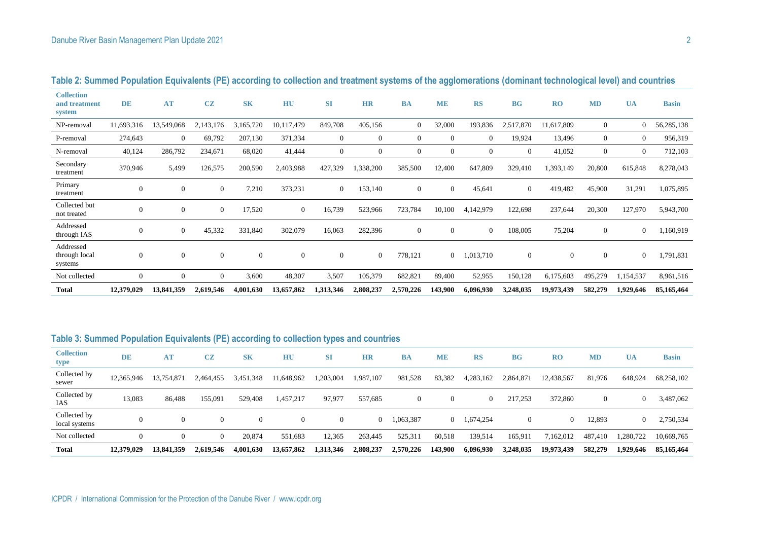## Table 2: Summed Population Equivalents (PE) according to collection and treatment systems of the agglomerations (dominant technological level) and countries

| Collection and treatment system | DE | AT | CZ | SK | HU | SI | HR | BA | ME | RS | BG | RO | MD | UA | Basin |
|---|---|---|---|---|---|---|---|---|---|---|---|---|---|---|---|
| NP-removal | 11,693,316 | 13,549,068 | 2,143,176 | 3,165,720 | 10,117,479 | 849,708 | 405,156 | 0 | 32,000 | 193,836 | 2,517,870 | 11,617,809 | 0 | 0 | 56,285,138 |
| P-removal | 274,643 | 0 | 69,792 | 207,130 | 371,334 | 0 | 0 | 0 | 0 | 0 | 19,924 | 13,496 | 0 | 0 | 956,319 |
| N-removal | 40,124 | 286,792 | 234,671 | 68,020 | 41,444 | 0 | 0 | 0 | 0 | 0 | 0 | 41,052 | 0 | 0 | 712,103 |
| Secondary treatment | 370,946 | 5,499 | 126,575 | 200,590 | 2,403,988 | 427,329 | 1,338,200 | 385,500 | 12,400 | 647,809 | 329,410 | 1,393,149 | 20,800 | 615,848 | 8,278,043 |
| Primary treatment | 0 | 0 | 0 | 7,210 | 373,231 | 0 | 153,140 | 0 | 0 | 45,641 | 0 | 419,482 | 45,900 | 31,291 | 1,075,895 |
| Collected but not treated | 0 | 0 | 0 | 17,520 | 0 | 16,739 | 523,966 | 723,784 | 10,100 | 4,142,979 | 122,698 | 237,644 | 20,300 | 127,970 | 5,943,700 |
| Addressed through IAS | 0 | 0 | 45,332 | 331,840 | 302,079 | 16,063 | 282,396 | 0 | 0 | 0 | 108,005 | 75,204 | 0 | 0 | 1,160,919 |
| Addressed through local systems | 0 | 0 | 0 | 0 | 0 | 0 | 0 | 778,121 | 0 | 1,013,710 | 0 | 0 | 0 | 0 | 1,791,831 |
| Not collected | 0 | 0 | 0 | 3,600 | 48,307 | 3,507 | 105,379 | 682,821 | 89,400 | 52,955 | 150,128 | 6,175,603 | 495,279 | 1,154,537 | 8,961,516 |
| **Total** | **12,379,029** | **13,841,359** | **2,619,546** | **4,001,630** | **13,657,862** | **1,313,346** | **2,808,237** | **2,570,226** | **143,900** | **6,096,930** | **3,248,035** | **19,973,439** | **582,279** | **1,929,646** | **85,165,464** |

## Table 3: Summed Population Equivalents (PE) according to collection types and countries

| Collection type | DE | AT | CZ | SK | HU | SI | HR | BA | ME | RS | BG | RO | MD | UA | Basin |
|---|---|---|---|---|---|---|---|---|---|---|---|---|---|---|---|
| Collected by sewer | 12,365,946 | 13,754,871 | 2,464,455 | 3,451,348 | 11,648,962 | 1,203,004 | 1,987,107 | 981,528 | 83,382 | 4,283,162 | 2,864,871 | 12,438,567 | 81,976 | 648,924 | 68,258,102 |
| Collected by IAS | 13,083 | 86,488 | 155,091 | 529,408 | 1,457,217 | 97,977 | 557,685 | 0 | 0 | 0 | 217,253 | 372,860 | 0 | 0 | 3,487,062 |
| Collected by local systems | 0 | 0 | 0 | 0 | 0 | 0 | 0 | 1,063,387 | 0 | 1,674,254 | 0 | 0 | 12,893 | 0 | 2,750,534 |
| Not collected | 0 | 0 | 0 | 20,874 | 551,683 | 12,365 | 263,445 | 525,311 | 60,518 | 139,514 | 165,911 | 7,162,012 | 487,410 | 1,280,722 | 10,669,765 |
| **Total** | **12,379,029** | **13,841,359** | **2,619,546** | **4,001,630** | **13,657,862** | **1,313,346** | **2,808,237** | **2,570,226** | **143,900** | **6,096,930** | **3,248,035** | **19,973,439** | **582,279** | **1,929,646** | **85,165,464** |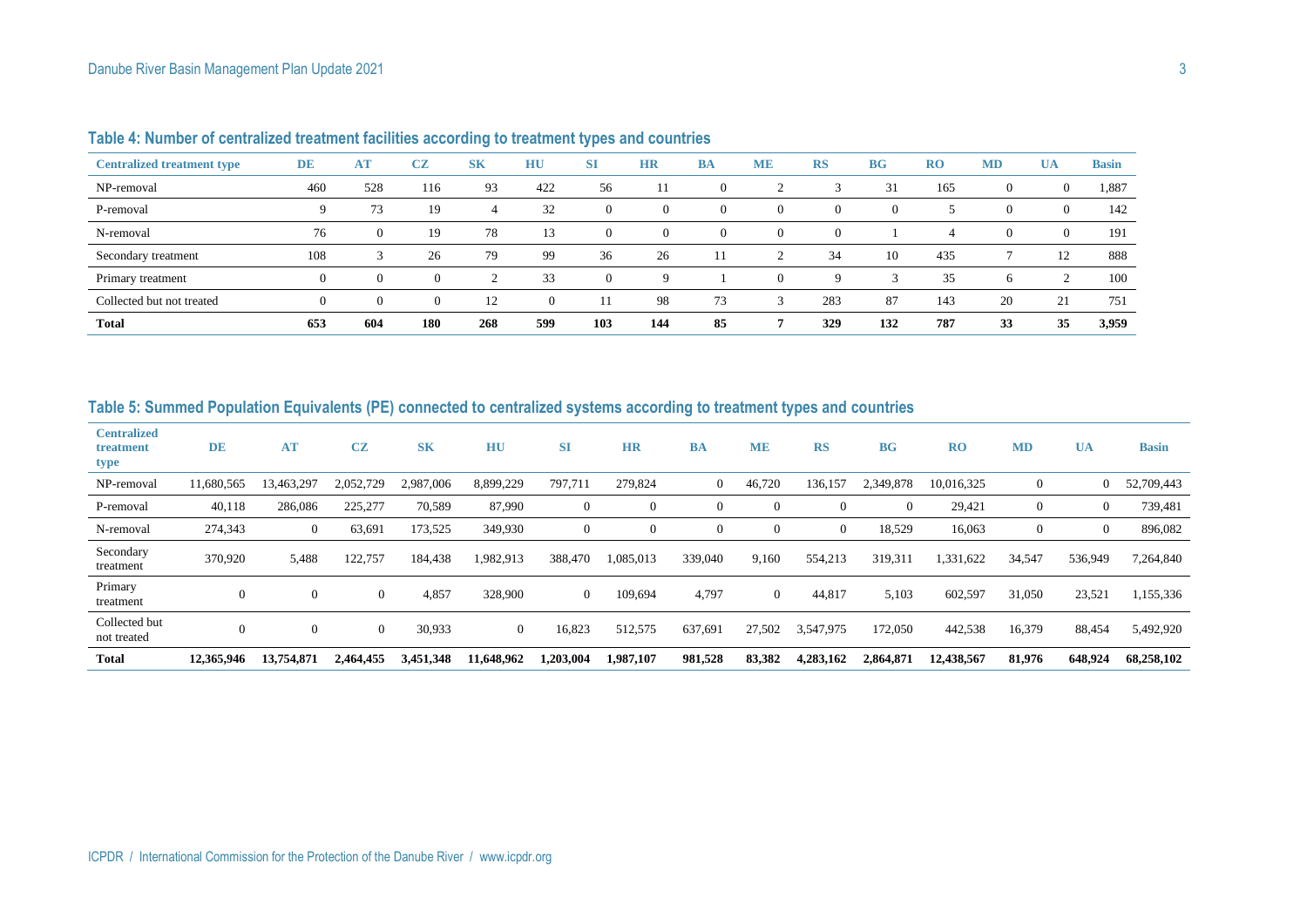### Table 4: Number of centralized treatment facilities according to treatment types and countries

| Centralized treatment type | DE | AT | CZ | SK | HU | SI | HR | BA | ME | RS | BG | RO | MD | UA | Basin |
|---|---|---|---|---|---|---|---|---|---|---|---|---|---|---|---|
| NP-removal | 460 | 528 | 116 | 93 | 422 | 56 | 11 | 0 | 2 | 3 | 31 | 165 | 0 | 0 | 1,887 |
| P-removal | 9 | 73 | 19 | 4 | 32 | 0 | 0 | 0 | 0 | 0 | 0 | 5 | 0 | 0 | 142 |
| N-removal | 76 | 0 | 19 | 78 | 13 | 0 | 0 | 0 | 0 | 0 | 1 | 4 | 0 | 0 | 191 |
| Secondary treatment | 108 | 3 | 26 | 79 | 99 | 36 | 26 | 11 | 2 | 34 | 10 | 435 | 7 | 12 | 888 |
| Primary treatment | 0 | 0 | 0 | 2 | 33 | 0 | 9 | 1 | 0 | 9 | 3 | 35 | 6 | 2 | 100 |
| Collected but not treated | 0 | 0 | 0 | 12 | 0 | 11 | 98 | 73 | 3 | 283 | 87 | 143 | 20 | 21 | 751 |
| **Total** | **653** | **604** | **180** | **268** | **599** | **103** | **144** | **85** | **7** | **329** | **132** | **787** | **33** | **35** | **3,959** |

### Table 5: Summed Population Equivalents (PE) connected to centralized systems according to treatment types and countries

| Centralized treatment type | DE | AT | CZ | SK | HU | SI | HR | BA | ME | RS | BG | RO | MD | UA | Basin |
|---|---|---|---|---|---|---|---|---|---|---|---|---|---|---|---|
| NP-removal | 11,680,565 | 13,463,297 | 2,052,729 | 2,987,006 | 8,899,229 | 797,711 | 279,824 | 0 | 46,720 | 136,157 | 2,349,878 | 10,016,325 | 0 | 0 | 52,709,443 |
| P-removal | 40,118 | 286,086 | 225,277 | 70,589 | 87,990 | 0 | 0 | 0 | 0 | 0 | 0 | 29,421 | 0 | 0 | 739,481 |
| N-removal | 274,343 | 0 | 63,691 | 173,525 | 349,930 | 0 | 0 | 0 | 0 | 0 | 18,529 | 16,063 | 0 | 0 | 896,082 |
| Secondary treatment | 370,920 | 5,488 | 122,757 | 184,438 | 1,982,913 | 388,470 | 1,085,013 | 339,040 | 9,160 | 554,213 | 319,311 | 1,331,622 | 34,547 | 536,949 | 7,264,840 |
| Primary treatment | 0 | 0 | 0 | 4,857 | 328,900 | 0 | 109,694 | 4,797 | 0 | 44,817 | 5,103 | 602,597 | 31,050 | 23,521 | 1,155,336 |
| Collected but not treated | 0 | 0 | 0 | 30,933 | 0 | 16,823 | 512,575 | 637,691 | 27,502 | 3,547,975 | 172,050 | 442,538 | 16,379 | 88,454 | 5,492,920 |
| **Total** | **12,365,946** | **13,754,871** | **2,464,455** | **3,451,348** | **11,648,962** | **1,203,004** | **1,987,107** | **981,528** | **83,382** | **4,283,162** | **2,864,871** | **12,438,567** | **81,976** | **648,924** | **68,258,102** |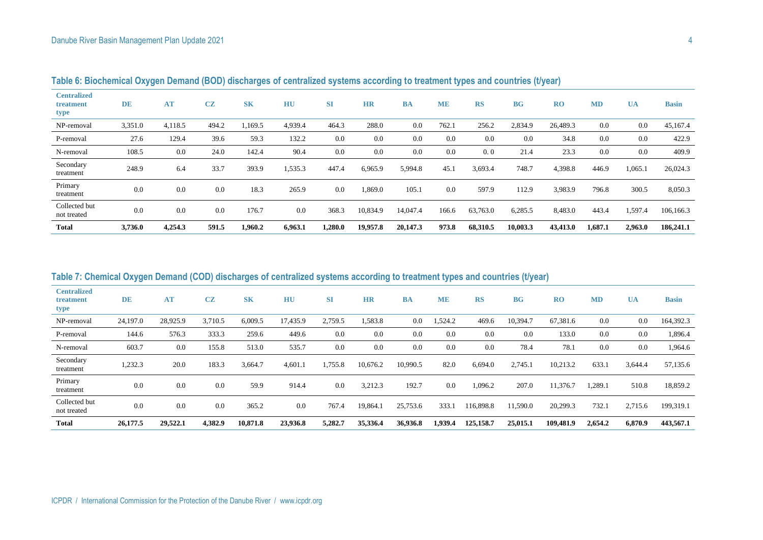### Table 6: Biochemical Oxygen Demand (BOD) discharges of centralized systems according to treatment types and countries (t/year)

| Centralized treatment type | DE | AT | CZ | SK | HU | SI | HR | BA | ME | RS | BG | RO | MD | UA | Basin |
|---|---|---|---|---|---|---|---|---|---|---|---|---|---|---|---|
| NP-removal | 3,351.0 | 4,118.5 | 494.2 | 1,169.5 | 4,939.4 | 464.3 | 288.0 | 0.0 | 762.1 | 256.2 | 2,834.9 | 26,489.3 | 0.0 | 0.0 | 45,167.4 |
| P-removal | 27.6 | 129.4 | 39.6 | 59.3 | 132.2 | 0.0 | 0.0 | 0.0 | 0.0 | 0.0 | 0.0 | 34.8 | 0.0 | 0.0 | 422.9 |
| N-removal | 108.5 | 0.0 | 24.0 | 142.4 | 90.4 | 0.0 | 0.0 | 0.0 | 0.0 | 0. 0 | 21.4 | 23.3 | 0.0 | 0.0 | 409.9 |
| Secondary treatment | 248.9 | 6.4 | 33.7 | 393.9 | 1,535.3 | 447.4 | 6,965.9 | 5,994.8 | 45.1 | 3,693.4 | 748.7 | 4,398.8 | 446.9 | 1,065.1 | 26,024.3 |
| Primary treatment | 0.0 | 0.0 | 0.0 | 18.3 | 265.9 | 0.0 | 1,869.0 | 105.1 | 0.0 | 597.9 | 112.9 | 3,983.9 | 796.8 | 300.5 | 8,050.3 |
| Collected but not treated | 0.0 | 0.0 | 0.0 | 176.7 | 0.0 | 368.3 | 10,834.9 | 14,047.4 | 166.6 | 63,763.0 | 6,285.5 | 8,483.0 | 443.4 | 1,597.4 | 106,166.3 |
| **Total** | **3,736.0** | **4,254.3** | **591.5** | **1,960.2** | **6,963.1** | **1,280.0** | **19,957.8** | **20,147.3** | **973.8** | **68,310.5** | **10,003.3** | **43,413.0** | **1,687.1** | **2,963.0** | **186,241.1** |

### Table 7: Chemical Oxygen Demand (COD) discharges of centralized systems according to treatment types and countries (t/year)

| Centralized treatment type | DE | AT | CZ | SK | HU | SI | HR | BA | ME | RS | BG | RO | MD | UA | Basin |
|---|---|---|---|---|---|---|---|---|---|---|---|---|---|---|---|
| NP-removal | 24,197.0 | 28,925.9 | 3,710.5 | 6,009.5 | 17,435.9 | 2,759.5 | 1,583.8 | 0.0 | 1,524.2 | 469.6 | 10,394.7 | 67,381.6 | 0.0 | 0.0 | 164,392.3 |
| P-removal | 144.6 | 576.3 | 333.3 | 259.6 | 449.6 | 0.0 | 0.0 | 0.0 | 0.0 | 0.0 | 0.0 | 133.0 | 0.0 | 0.0 | 1,896.4 |
| N-removal | 603.7 | 0.0 | 155.8 | 513.0 | 535.7 | 0.0 | 0.0 | 0.0 | 0.0 | 0.0 | 78.4 | 78.1 | 0.0 | 0.0 | 1,964.6 |
| Secondary treatment | 1,232.3 | 20.0 | 183.3 | 3,664.7 | 4,601.1 | 1,755.8 | 10,676.2 | 10,990.5 | 82.0 | 6,694.0 | 2,745.1 | 10,213.2 | 633.1 | 3,644.4 | 57,135.6 |
| Primary treatment | 0.0 | 0.0 | 0.0 | 59.9 | 914.4 | 0.0 | 3,212.3 | 192.7 | 0.0 | 1,096.2 | 207.0 | 11,376.7 | 1,289.1 | 510.8 | 18,859.2 |
| Collected but not treated | 0.0 | 0.0 | 0.0 | 365.2 | 0.0 | 767.4 | 19,864.1 | 25,753.6 | 333.1 | 116,898.8 | 11,590.0 | 20,299.3 | 732.1 | 2,715.6 | 199,319.1 |
| **Total** | **26,177.5** | **29,522.1** | **4,382.9** | **10,871.8** | **23,936.8** | **5,282.7** | **35,336.4** | **36,936.8** | **1,939.4** | **125,158.7** | **25,015.1** | **109,481.9** | **2,654.2** | **6,870.9** | **443,567.1** |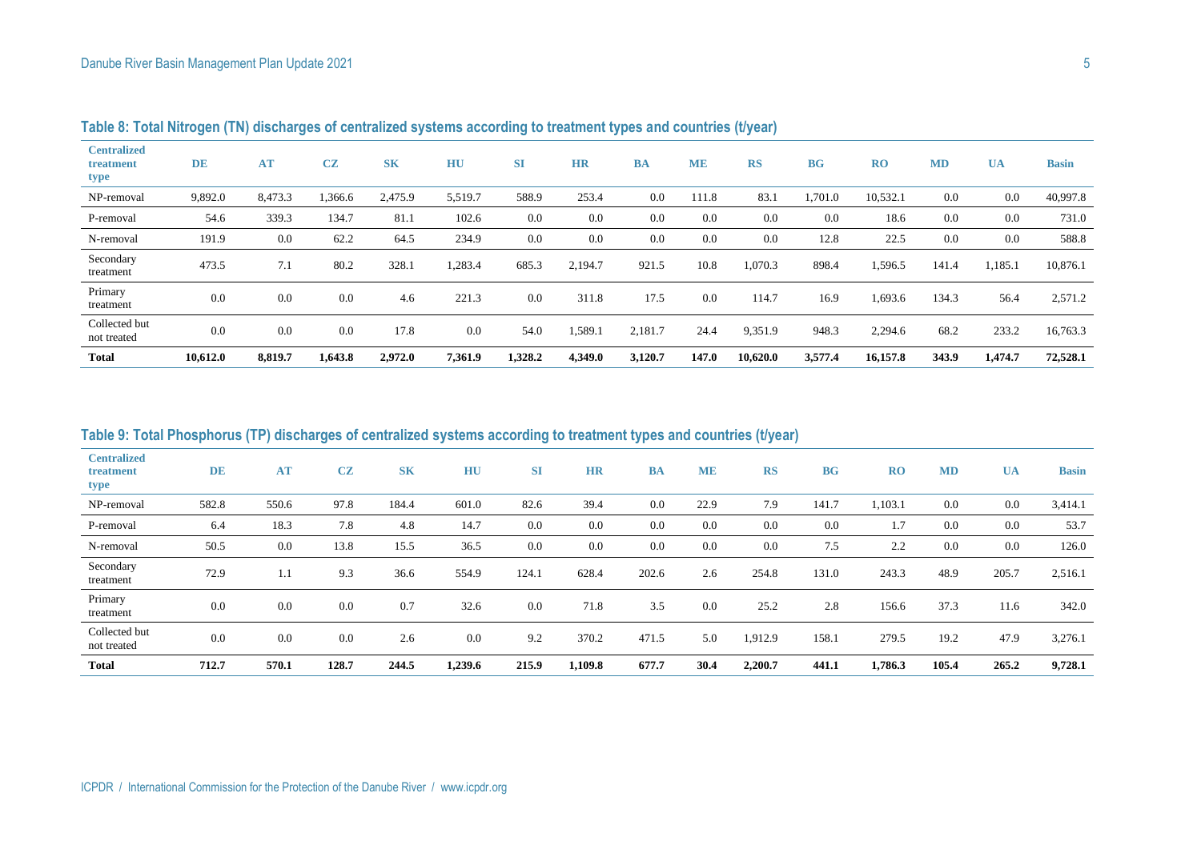**Table 8: Total Nitrogen (TN) discharges of centralized systems according to treatment types and countries (t/year)**

| Centralized treatment type | DE | AT | CZ | SK | HU | SI | HR | BA | ME | RS | BG | RO | MD | UA | Basin |
|---|---|---|---|---|---|---|---|---|---|---|---|---|---|---|---|
| NP-removal | 9,892.0 | 8,473.3 | 1,366.6 | 2,475.9 | 5,519.7 | 588.9 | 253.4 | 0.0 | 111.8 | 83.1 | 1,701.0 | 10,532.1 | 0.0 | 0.0 | 40,997.8 |
| P-removal | 54.6 | 339.3 | 134.7 | 81.1 | 102.6 | 0.0 | 0.0 | 0.0 | 0.0 | 0.0 | 0.0 | 18.6 | 0.0 | 0.0 | 731.0 |
| N-removal | 191.9 | 0.0 | 62.2 | 64.5 | 234.9 | 0.0 | 0.0 | 0.0 | 0.0 | 0.0 | 12.8 | 22.5 | 0.0 | 0.0 | 588.8 |
| Secondary treatment | 473.5 | 7.1 | 80.2 | 328.1 | 1,283.4 | 685.3 | 2,194.7 | 921.5 | 10.8 | 1,070.3 | 898.4 | 1,596.5 | 141.4 | 1,185.1 | 10,876.1 |
| Primary treatment | 0.0 | 0.0 | 0.0 | 4.6 | 221.3 | 0.0 | 311.8 | 17.5 | 0.0 | 114.7 | 16.9 | 1,693.6 | 134.3 | 56.4 | 2,571.2 |
| Collected but not treated | 0.0 | 0.0 | 0.0 | 17.8 | 0.0 | 54.0 | 1,589.1 | 2,181.7 | 24.4 | 9,351.9 | 948.3 | 2,294.6 | 68.2 | 233.2 | 16,763.3 |
| **Total** | **10,612.0** | **8,819.7** | **1,643.8** | **2,972.0** | **7,361.9** | **1,328.2** | **4,349.0** | **3,120.7** | **147.0** | **10,620.0** | **3,577.4** | **16,157.8** | **343.9** | **1,474.7** | **72,528.1** |

**Table 9: Total Phosphorus (TP) discharges of centralized systems according to treatment types and countries (t/year)**

| Centralized treatment type | DE | AT | CZ | SK | HU | SI | HR | BA | ME | RS | BG | RO | MD | UA | Basin |
|---|---|---|---|---|---|---|---|---|---|---|---|---|---|---|---|
| NP-removal | 582.8 | 550.6 | 97.8 | 184.4 | 601.0 | 82.6 | 39.4 | 0.0 | 22.9 | 7.9 | 141.7 | 1,103.1 | 0.0 | 0.0 | 3,414.1 |
| P-removal | 6.4 | 18.3 | 7.8 | 4.8 | 14.7 | 0.0 | 0.0 | 0.0 | 0.0 | 0.0 | 0.0 | 1.7 | 0.0 | 0.0 | 53.7 |
| N-removal | 50.5 | 0.0 | 13.8 | 15.5 | 36.5 | 0.0 | 0.0 | 0.0 | 0.0 | 0.0 | 7.5 | 2.2 | 0.0 | 0.0 | 126.0 |
| Secondary treatment | 72.9 | 1.1 | 9.3 | 36.6 | 554.9 | 124.1 | 628.4 | 202.6 | 2.6 | 254.8 | 131.0 | 243.3 | 48.9 | 205.7 | 2,516.1 |
| Primary treatment | 0.0 | 0.0 | 0.0 | 0.7 | 32.6 | 0.0 | 71.8 | 3.5 | 0.0 | 25.2 | 2.8 | 156.6 | 37.3 | 11.6 | 342.0 |
| Collected but not treated | 0.0 | 0.0 | 0.0 | 2.6 | 0.0 | 9.2 | 370.2 | 471.5 | 5.0 | 1,912.9 | 158.1 | 279.5 | 19.2 | 47.9 | 3,276.1 |
| **Total** | **712.7** | **570.1** | **128.7** | **244.5** | **1,239.6** | **215.9** | **1,109.8** | **677.7** | **30.4** | **2,200.7** | **441.1** | **1,786.3** | **105.4** | **265.2** | **9,728.1** |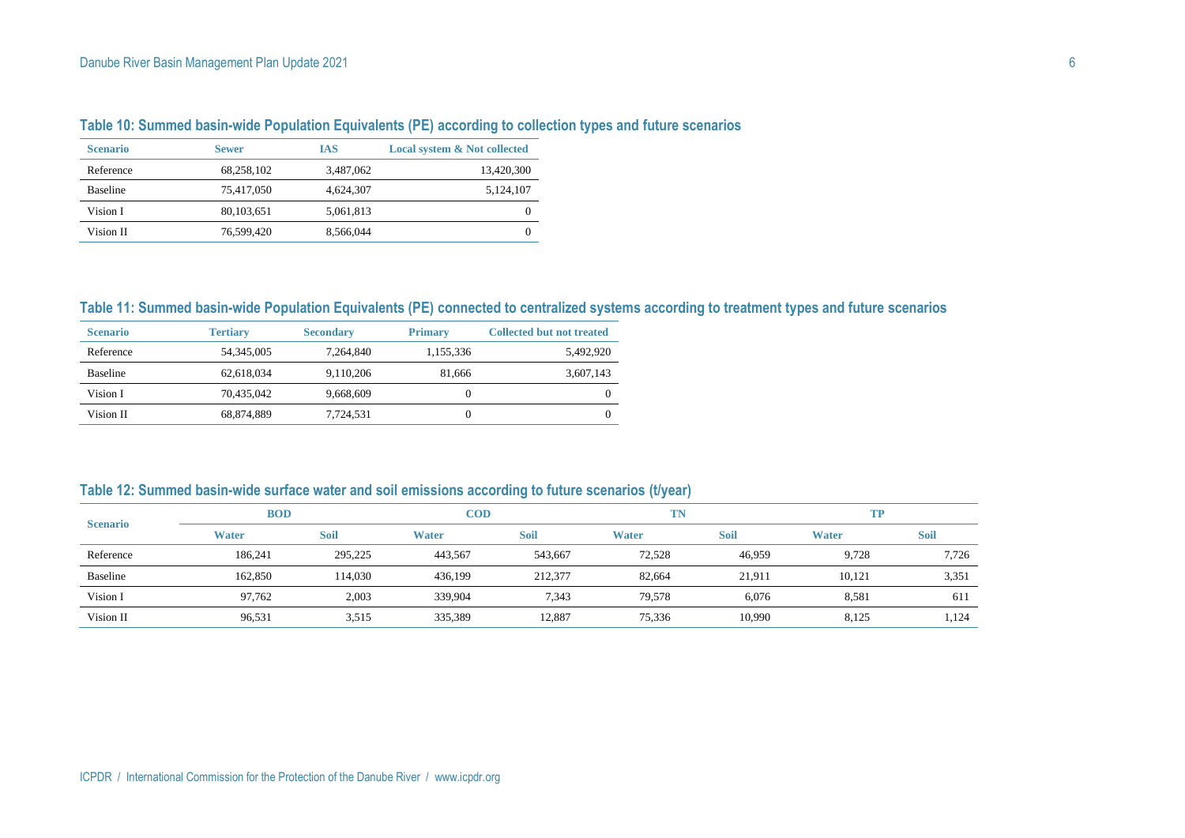### Table 10: Summed basin-wide Population Equivalents (PE) according to collection types and future scenarios

| Scenario | Sewer | IAS | Local system & Not collected |
|---|---|---|---|
| Reference | 68,258,102 | 3,487,062 | 13,420,300 |
| Baseline | 75,417,050 | 4,624,307 | 5,124,107 |
| Vision I | 80,103,651 | 5,061,813 | 0 |
| Vision II | 76,599,420 | 8,566,044 | 0 |

### Table 11: Summed basin-wide Population Equivalents (PE) connected to centralized systems according to treatment types and future scenarios

| Scenario | Tertiary | Secondary | Primary | Collected but not treated |
|---|---|---|---|---|
| Reference | 54,345,005 | 7,264,840 | 1,155,336 | 5,492,920 |
| Baseline | 62,618,034 | 9,110,206 | 81,666 | 3,607,143 |
| Vision I | 70,435,042 | 9,668,609 | 0 | 0 |
| Vision II | 68,874,889 | 7,724,531 | 0 | 0 |

### Table 12: Summed basin-wide surface water and soil emissions according to future scenarios (t/year)

| Scenario | BOD | | COD | | TN | | TP | |
|---|---|---|---|---|---|---|---|---|
| | Water | Soil | Water | Soil | Water | Soil | Water | Soil |
| Reference | 186,241 | 295,225 | 443,567 | 543,667 | 72,528 | 46,959 | 9,728 | 7,726 |
| Baseline | 162,850 | 114,030 | 436,199 | 212,377 | 82,664 | 21,911 | 10,121 | 3,351 |
| Vision I | 97,762 | 2,003 | 339,904 | 7,343 | 79,578 | 6,076 | 8,581 | 611 |
| Vision II | 96,531 | 3,515 | 335,389 | 12,887 | 75,336 | 10,990 | 8,125 | 1,124 |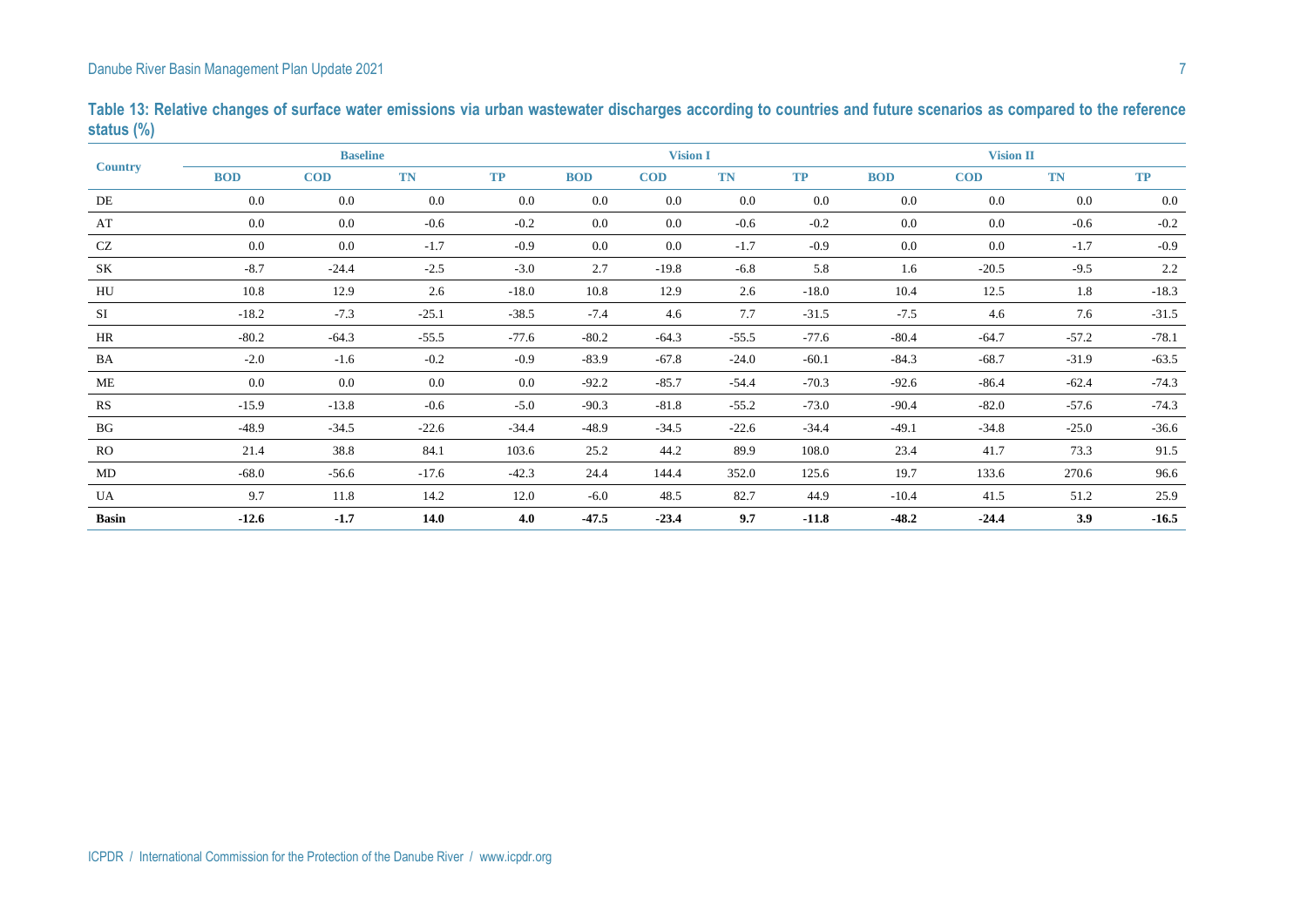**Table 13: Relative changes of surface water emissions via urban wastewater discharges according to countries and future scenarios as compared to the reference status (%)**

| Country | Baseline | | | | Vision I | | | | Vision II | | | |
|---|---|---|---|---|---|---|---|---|---|---|---|---|
| | BOD | COD | TN | TP | BOD | COD | TN | TP | BOD | COD | TN | TP |
| DE | 0.0 | 0.0 | 0.0 | 0.0 | 0.0 | 0.0 | 0.0 | 0.0 | 0.0 | 0.0 | 0.0 | 0.0 |
| AT | 0.0 | 0.0 | -0.6 | -0.2 | 0.0 | 0.0 | -0.6 | -0.2 | 0.0 | 0.0 | -0.6 | -0.2 |
| CZ | 0.0 | 0.0 | -1.7 | -0.9 | 0.0 | 0.0 | -1.7 | -0.9 | 0.0 | 0.0 | -1.7 | -0.9 |
| SK | -8.7 | -24.4 | -2.5 | -3.0 | 2.7 | -19.8 | -6.8 | 5.8 | 1.6 | -20.5 | -9.5 | 2.2 |
| HU | 10.8 | 12.9 | 2.6 | -18.0 | 10.8 | 12.9 | 2.6 | -18.0 | 10.4 | 12.5 | 1.8 | -18.3 |
| SI | -18.2 | -7.3 | -25.1 | -38.5 | -7.4 | 4.6 | 7.7 | -31.5 | -7.5 | 4.6 | 7.6 | -31.5 |
| HR | -80.2 | -64.3 | -55.5 | -77.6 | -80.2 | -64.3 | -55.5 | -77.6 | -80.4 | -64.7 | -57.2 | -78.1 |
| BA | -2.0 | -1.6 | -0.2 | -0.9 | -83.9 | -67.8 | -24.0 | -60.1 | -84.3 | -68.7 | -31.9 | -63.5 |
| ME | 0.0 | 0.0 | 0.0 | 0.0 | -92.2 | -85.7 | -54.4 | -70.3 | -92.6 | -86.4 | -62.4 | -74.3 |
| RS | -15.9 | -13.8 | -0.6 | -5.0 | -90.3 | -81.8 | -55.2 | -73.0 | -90.4 | -82.0 | -57.6 | -74.3 |
| BG | -48.9 | -34.5 | -22.6 | -34.4 | -48.9 | -34.5 | -22.6 | -34.4 | -49.1 | -34.8 | -25.0 | -36.6 |
| RO | 21.4 | 38.8 | 84.1 | 103.6 | 25.2 | 44.2 | 89.9 | 108.0 | 23.4 | 41.7 | 73.3 | 91.5 |
| MD | -68.0 | -56.6 | -17.6 | -42.3 | 24.4 | 144.4 | 352.0 | 125.6 | 19.7 | 133.6 | 270.6 | 96.6 |
| UA | 9.7 | 11.8 | 14.2 | 12.0 | -6.0 | 48.5 | 82.7 | 44.9 | -10.4 | 41.5 | 51.2 | 25.9 |
| **Basin** | **-12.6** | **-1.7** | **14.0** | **4.0** | **-47.5** | **-23.4** | **9.7** | **-11.8** | **-48.2** | **-24.4** | **3.9** | **-16.5** |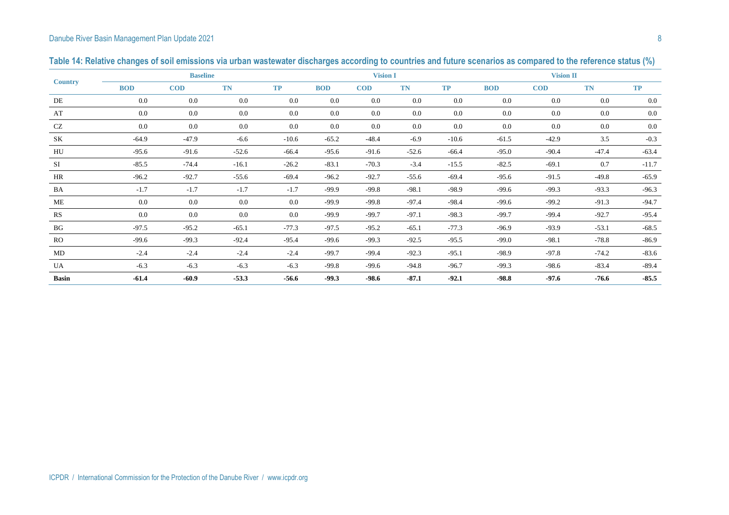**Table 14: Relative changes of soil emissions via urban wastewater discharges according to countries and future scenarios as compared to the reference status (%)**

| Country | Baseline | | | | Vision I | | | | Vision II | | | |
|---|---|---|---|---|---|---|---|---|---|---|---|---|
| | BOD | COD | TN | TP | BOD | COD | TN | TP | BOD | COD | TN | TP |
| DE | 0.0 | 0.0 | 0.0 | 0.0 | 0.0 | 0.0 | 0.0 | 0.0 | 0.0 | 0.0 | 0.0 | 0.0 |
| AT | 0.0 | 0.0 | 0.0 | 0.0 | 0.0 | 0.0 | 0.0 | 0.0 | 0.0 | 0.0 | 0.0 | 0.0 |
| CZ | 0.0 | 0.0 | 0.0 | 0.0 | 0.0 | 0.0 | 0.0 | 0.0 | 0.0 | 0.0 | 0.0 | 0.0 |
| SK | -64.9 | -47.9 | -6.6 | -10.6 | -65.2 | -48.4 | -6.9 | -10.6 | -61.5 | -42.9 | 3.5 | -0.3 |
| HU | -95.6 | -91.6 | -52.6 | -66.4 | -95.6 | -91.6 | -52.6 | -66.4 | -95.0 | -90.4 | -47.4 | -63.4 |
| SI | -85.5 | -74.4 | -16.1 | -26.2 | -83.1 | -70.3 | -3.4 | -15.5 | -82.5 | -69.1 | 0.7 | -11.7 |
| HR | -96.2 | -92.7 | -55.6 | -69.4 | -96.2 | -92.7 | -55.6 | -69.4 | -95.6 | -91.5 | -49.8 | -65.9 |
| BA | -1.7 | -1.7 | -1.7 | -1.7 | -99.9 | -99.8 | -98.1 | -98.9 | -99.6 | -99.3 | -93.3 | -96.3 |
| ME | 0.0 | 0.0 | 0.0 | 0.0 | -99.9 | -99.8 | -97.4 | -98.4 | -99.6 | -99.2 | -91.3 | -94.7 |
| RS | 0.0 | 0.0 | 0.0 | 0.0 | -99.9 | -99.7 | -97.1 | -98.3 | -99.7 | -99.4 | -92.7 | -95.4 |
| BG | -97.5 | -95.2 | -65.1 | -77.3 | -97.5 | -95.2 | -65.1 | -77.3 | -96.9 | -93.9 | -53.1 | -68.5 |
| RO | -99.6 | -99.3 | -92.4 | -95.4 | -99.6 | -99.3 | -92.5 | -95.5 | -99.0 | -98.1 | -78.8 | -86.9 |
| MD | -2.4 | -2.4 | -2.4 | -2.4 | -99.7 | -99.4 | -92.3 | -95.1 | -98.9 | -97.8 | -74.2 | -83.6 |
| UA | -6.3 | -6.3 | -6.3 | -6.3 | -99.8 | -99.6 | -94.8 | -96.7 | -99.3 | -98.6 | -83.4 | -89.4 |
| **Basin** | **-61.4** | **-60.9** | **-53.3** | **-56.6** | **-99.3** | **-98.6** | **-87.1** | **-92.1** | **-98.8** | **-97.6** | **-76.6** | **-85.5** |